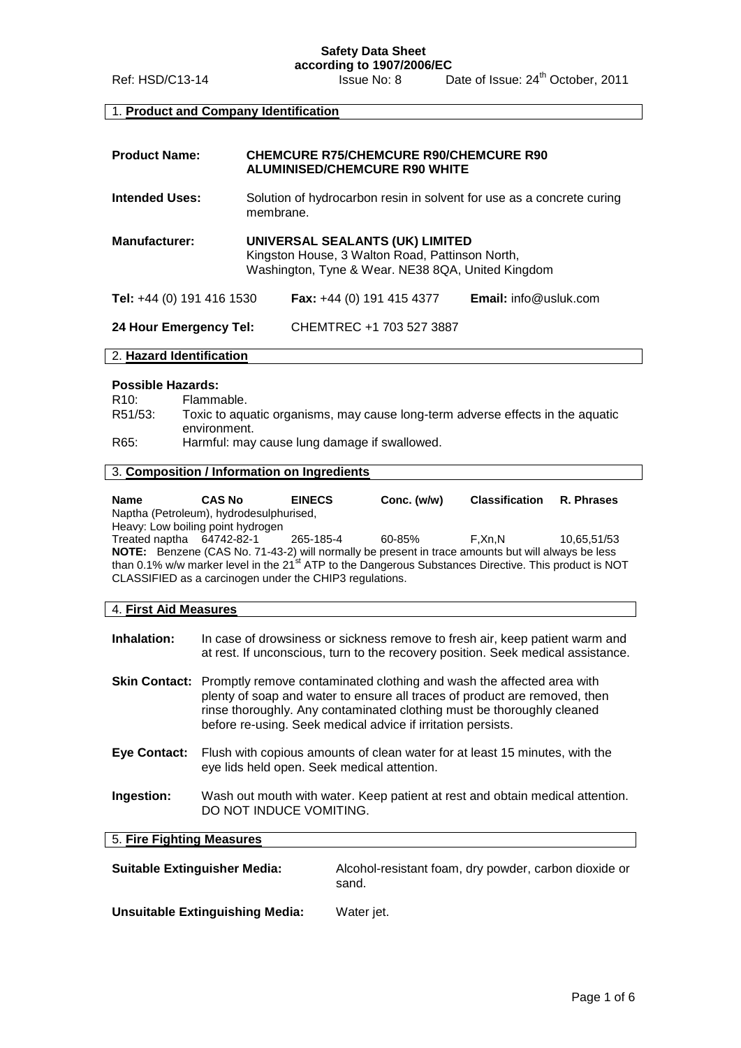**Safety Data Sheet**
**according to 1907/2006/EC**

Ref: HSD/C13-14 Issue No: 8 Date of Issue: 24th October, 2011

## 1. Product and Company Identification

**Product Name:** **CHEMCURE R75/CHEMCURE R90/CHEMCURE R90 ALUMINISED/CHEMCURE R90 WHITE**

**Intended Uses:** Solution of hydrocarbon resin in solvent for use as a concrete curing membrane.

**Manufacturer:** **UNIVERSAL SEALANTS (UK) LIMITED**
Kingston House, 3 Walton Road, Pattinson North,
Washington, Tyne & Wear. NE38 8QA, United Kingdom

**Tel:** +44 (0) 191 416 1530 **Fax:** +44 (0) 191 415 4377 **Email:** info@usluk.com

**24 Hour Emergency Tel:** CHEMTREC +1 703 527 3887

## 2. Hazard Identification

**Possible Hazards:**

R10: Flammable.
R51/53: Toxic to aquatic organisms, may cause long-term adverse effects in the aquatic environment.
R65: Harmful: may cause lung damage if swallowed.

## 3. Composition / Information on Ingredients

| Name | CAS No | EINECS | Conc. (w/w) | Classification | R. Phrases |
|---|---|---|---|---|---|
| Naptha (Petroleum), hydrodesulphurised, Heavy: Low boiling point hydrogen Treated naptha | 64742-82-1 | 265-185-4 | 60-85% | F,Xn,N | 10,65,51/53 |

**NOTE:** Benzene (CAS No. 71-43-2) will normally be present in trace amounts but will always be less than 0.1% w/w marker level in the 21st ATP to the Dangerous Substances Directive. This product is NOT CLASSIFIED as a carcinogen under the CHIP3 regulations.

## 4. First Aid Measures

**Inhalation:** In case of drowsiness or sickness remove to fresh air, keep patient warm and at rest. If unconscious, turn to the recovery position. Seek medical assistance.

**Skin Contact:** Promptly remove contaminated clothing and wash the affected area with plenty of soap and water to ensure all traces of product are removed, then rinse thoroughly. Any contaminated clothing must be thoroughly cleaned before re-using. Seek medical advice if irritation persists.

**Eye Contact:** Flush with copious amounts of clean water for at least 15 minutes, with the eye lids held open. Seek medical attention.

**Ingestion:** Wash out mouth with water. Keep patient at rest and obtain medical attention. DO NOT INDUCE VOMITING.

## 5. Fire Fighting Measures

**Suitable Extinguisher Media:** Alcohol-resistant foam, dry powder, carbon dioxide or sand.

**Unsuitable Extinguishing Media:** Water jet.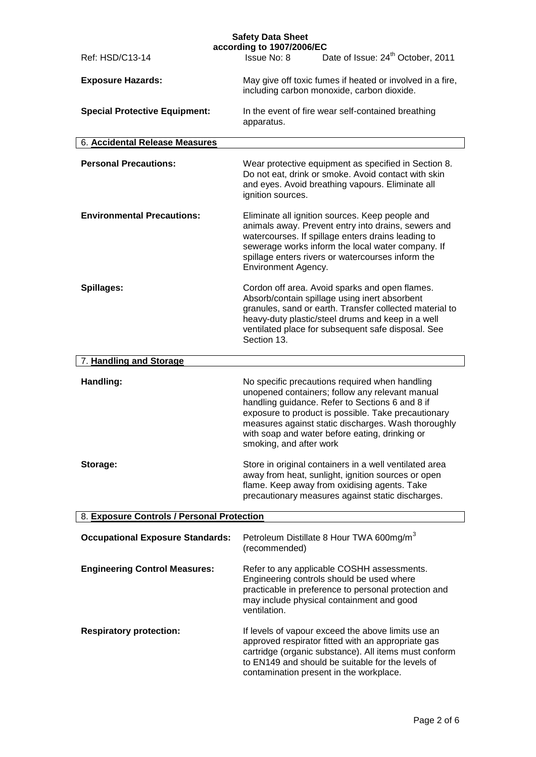**Exposure Hazards:** May give off toxic fumes if heated or involved in a fire, including carbon monoxide, carbon dioxide.

**Special Protective Equipment:** In the event of fire wear self-contained breathing apparatus.

## 6. Accidental Release Measures

**Personal Precautions:** Wear protective equipment as specified in Section 8. Do not eat, drink or smoke. Avoid contact with skin and eyes. Avoid breathing vapours. Eliminate all ignition sources.

**Environmental Precautions:** Eliminate all ignition sources. Keep people and animals away. Prevent entry into drains, sewers and watercourses. If spillage enters drains leading to sewerage works inform the local water company. If spillage enters rivers or watercourses inform the Environment Agency.

**Spillages:** Cordon off area. Avoid sparks and open flames. Absorb/contain spillage using inert absorbent granules, sand or earth. Transfer collected material to heavy-duty plastic/steel drums and keep in a well ventilated place for subsequent safe disposal. See Section 13.

## 7. Handling and Storage

**Handling:** No specific precautions required when handling unopened containers; follow any relevant manual handling guidance. Refer to Sections 6 and 8 if exposure to product is possible. Take precautionary measures against static discharges. Wash thoroughly with soap and water before eating, drinking or smoking, and after work

**Storage:** Store in original containers in a well ventilated area away from heat, sunlight, ignition sources or open flame. Keep away from oxidising agents. Take precautionary measures against static discharges.

## 8. Exposure Controls / Personal Protection

**Occupational Exposure Standards:** Petroleum Distillate 8 Hour TWA 600mg/m$^3$ (recommended)

**Engineering Control Measures:** Refer to any applicable COSHH assessments. Engineering controls should be used where practicable in preference to personal protection and may include physical containment and good ventilation.

**Respiratory protection:** If levels of vapour exceed the above limits use an approved respirator fitted with an appropriate gas cartridge (organic substance). All items must conform to EN149 and should be suitable for the levels of contamination present in the workplace.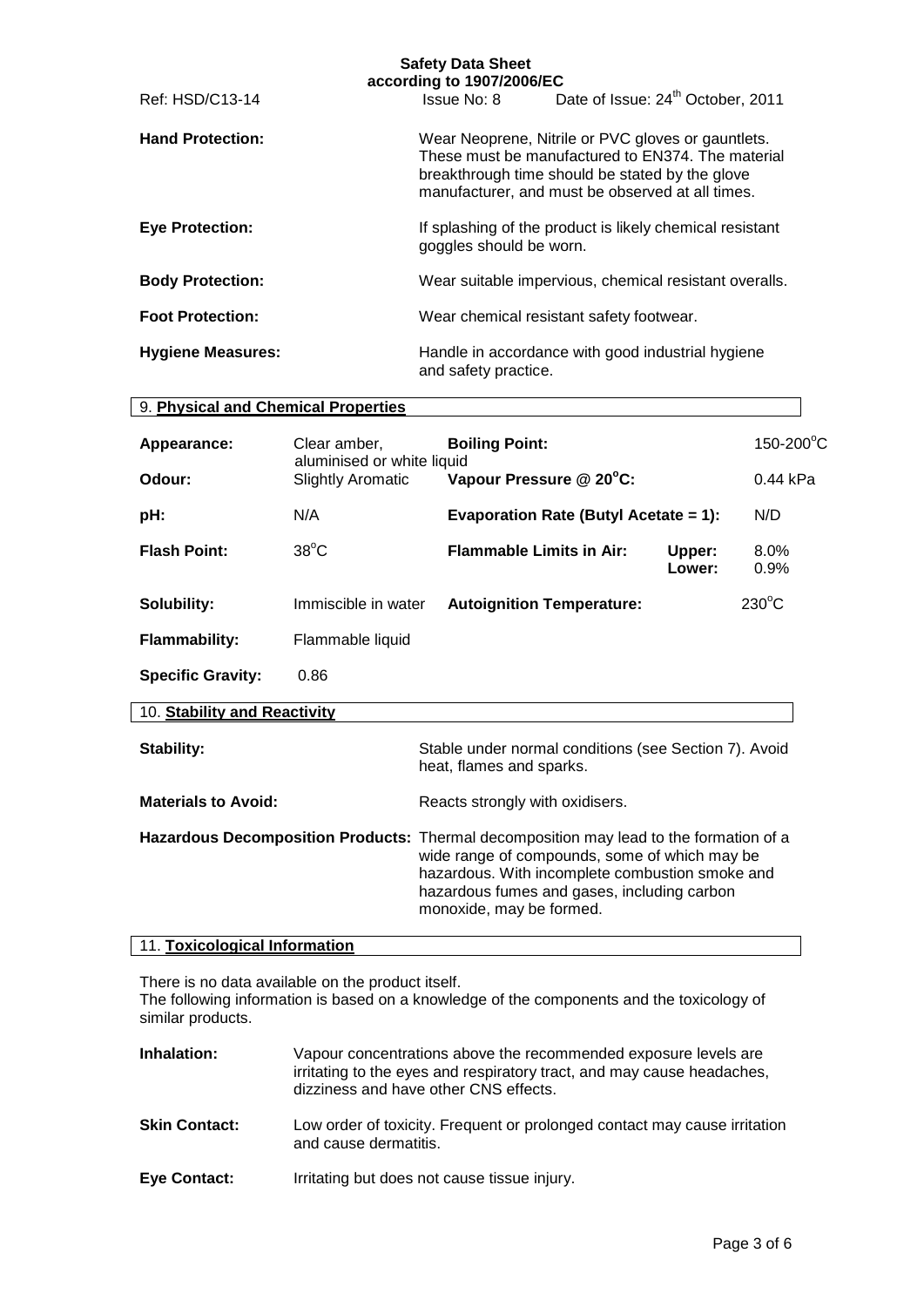**Hand Protection:** Wear Neoprene, Nitrile or PVC gloves or gauntlets. These must be manufactured to EN374. The material breakthrough time should be stated by the glove manufacturer, and must be observed at all times.

**Eye Protection:** If splashing of the product is likely chemical resistant goggles should be worn.

**Body Protection:** Wear suitable impervious, chemical resistant overalls.

**Foot Protection:** Wear chemical resistant safety footwear.

**Hygiene Measures:** Handle in accordance with good industrial hygiene and safety practice.

## 9. Physical and Chemical Properties

| | | | | |
|---|---|---|---|---|
| **Appearance:** | Clear amber, aluminised or white liquid | **Boiling Point:** | | 150-200$^oC$ |
| **Odour:** | Slightly Aromatic | **Vapour Pressure @ 20$^oC$:** | | 0.44 kPa |
| **pH:** | N/A | **Evaporation Rate (Butyl Acetate = 1):** | | N/D |
| **Flash Point:** | 38$^oC$ | **Flammable Limits in Air:** | **Upper:** **Lower:** | 8.0% 0.9% |
| **Solubility:** | Immiscible in water | **Autoignition Temperature:** | | 230$^oC$ |
| **Flammability:** | Flammable liquid | | | |
| **Specific Gravity:** | 0.86 | | | |

## 10. Stability and Reactivity

**Stability:** Stable under normal conditions (see Section 7). Avoid heat, flames and sparks.

**Materials to Avoid:** Reacts strongly with oxidisers.

**Hazardous Decomposition Products:** Thermal decomposition may lead to the formation of a wide range of compounds, some of which may be hazardous. With incomplete combustion smoke and hazardous fumes and gases, including carbon monoxide, may be formed.

## 11. Toxicological Information

There is no data available on the product itself.
The following information is based on a knowledge of the components and the toxicology of similar products.

**Inhalation:** Vapour concentrations above the recommended exposure levels are irritating to the eyes and respiratory tract, and may cause headaches, dizziness and have other CNS effects.

**Skin Contact:** Low order of toxicity. Frequent or prolonged contact may cause irritation and cause dermatitis.

**Eye Contact:** Irritating but does not cause tissue injury.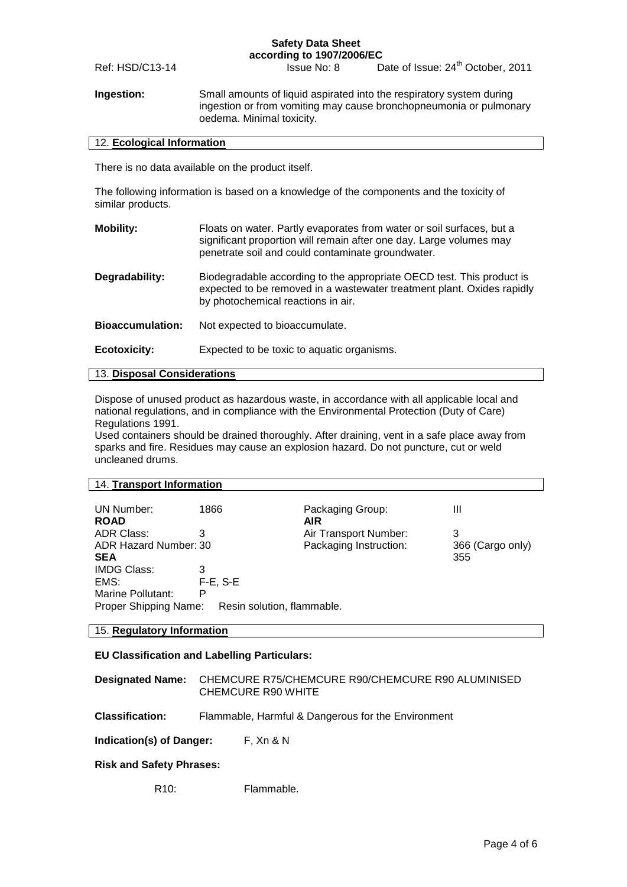**Ingestion:** Small amounts of liquid aspirated into the respiratory system during ingestion or from vomiting may cause bronchopneumonia or pulmonary oedema. Minimal toxicity.

## 12. Ecological Information

There is no data available on the product itself.

The following information is based on a knowledge of the components and the toxicity of similar products.

**Mobility:** Floats on water. Partly evaporates from water or soil surfaces, but a significant proportion will remain after one day. Large volumes may penetrate soil and could contaminate groundwater.

**Degradability:** Biodegradable according to the appropriate OECD test. This product is expected to be removed in a wastewater treatment plant. Oxides rapidly by photochemical reactions in air.

**Bioaccumulation:** Not expected to bioaccumulate.

**Ecotoxicity:** Expected to be toxic to aquatic organisms.

## 13. Disposal Considerations

Dispose of unused product as hazardous waste, in accordance with all applicable local and national regulations, and in compliance with the Environmental Protection (Duty of Care) Regulations 1991.
Used containers should be drained thoroughly. After draining, vent in a safe place away from sparks and fire. Residues may cause an explosion hazard. Do not puncture, cut or weld uncleaned drums.

## 14. Transport Information

| | | | |
|---|---|---|---|
| UN Number: | 1866 | Packaging Group: | III |
| **ROAD** | | **AIR** | |
| ADR Class: | 3 | Air Transport Number: | 3 |
| ADR Hazard Number: | 30 | Packaging Instruction: | 366 (Cargo only) 355 |
| **SEA** | | | |
| IMDG Class: | 3 | | |
| EMS: | F-E, S-E | | |
| Marine Pollutant: | P | | |
| Proper Shipping Name: | Resin solution, flammable. | | |

## 15. Regulatory Information

**EU Classification and Labelling Particulars:**

**Designated Name:** CHEMCURE R75/CHEMCURE R90/CHEMCURE R90 ALUMINISED CHEMCURE R90 WHITE

**Classification:** Flammable, Harmful & Dangerous for the Environment

**Indication(s) of Danger:** F, Xn & N

**Risk and Safety Phrases:**

R10: Flammable.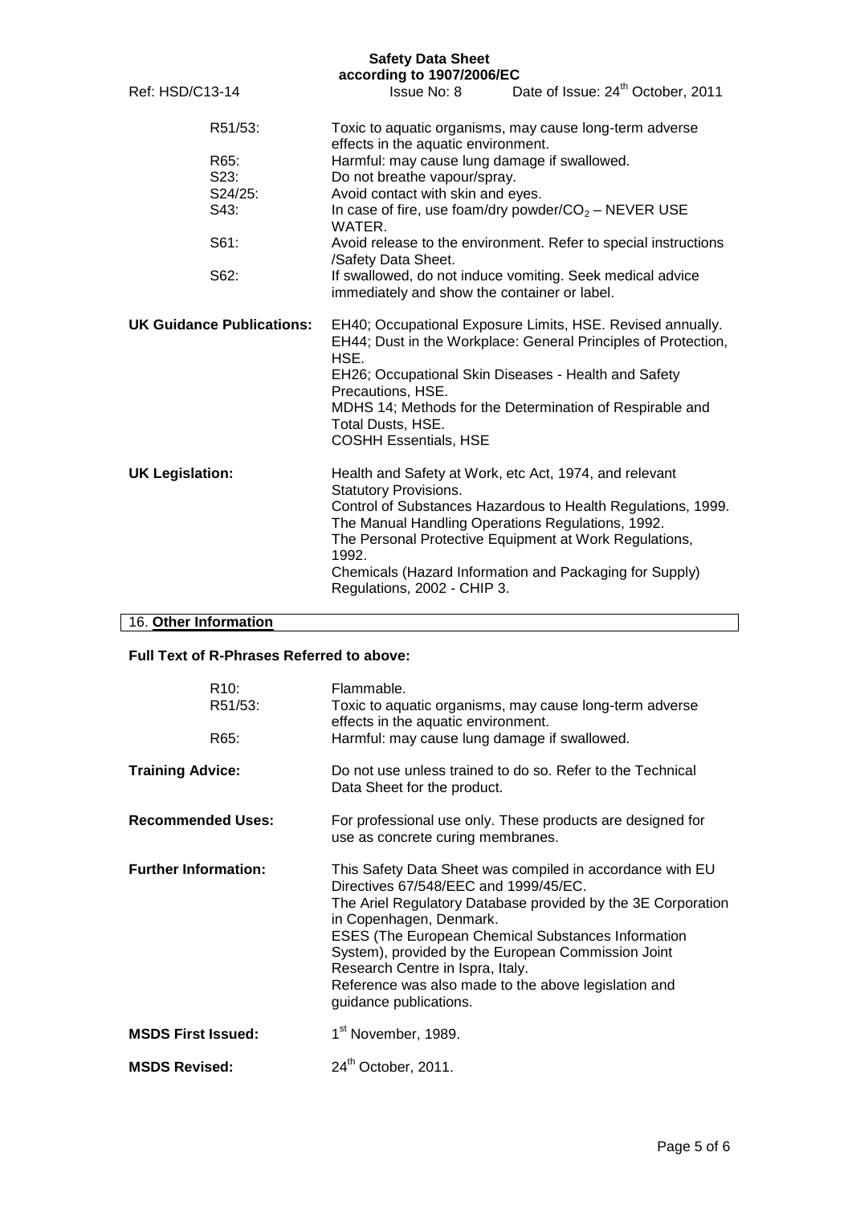| | |
|---|---|
| R51/53: | Toxic to aquatic organisms, may cause long-term adverse effects in the aquatic environment. |
| R65: | Harmful: may cause lung damage if swallowed. |
| S23: | Do not breathe vapour/spray. |
| S24/25: | Avoid contact with skin and eyes. |
| S43: | In case of fire, use foam/dry powder/$CO_2$ – NEVER USE WATER. |
| S61: | Avoid release to the environment. Refer to special instructions /Safety Data Sheet. |
| S62: | If swallowed, do not induce vomiting. Seek medical advice immediately and show the container or label. |

**UK Guidance Publications:**

EH40; Occupational Exposure Limits, HSE. Revised annually.
EH44; Dust in the Workplace: General Principles of Protection, HSE.
EH26; Occupational Skin Diseases - Health and Safety Precautions, HSE.
MDHS 14; Methods for the Determination of Respirable and Total Dusts, HSE.
COSHH Essentials, HSE

**UK Legislation:**

Health and Safety at Work, etc Act, 1974, and relevant Statutory Provisions.
Control of Substances Hazardous to Health Regulations, 1999.
The Manual Handling Operations Regulations, 1992.
The Personal Protective Equipment at Work Regulations, 1992.
Chemicals (Hazard Information and Packaging for Supply) Regulations, 2002 - CHIP 3.

## 16. Other Information

**Full Text of R-Phrases Referred to above:**

| | |
|---|---|
| R10: | Flammable. |
| R51/53: | Toxic to aquatic organisms, may cause long-term adverse effects in the aquatic environment. |
| R65: | Harmful: may cause lung damage if swallowed. |

**Training Advice:** Do not use unless trained to do so. Refer to the Technical Data Sheet for the product.

**Recommended Uses:** For professional use only. These products are designed for use as concrete curing membranes.

**Further Information:** This Safety Data Sheet was compiled in accordance with EU Directives 67/548/EEC and 1999/45/EC.
The Ariel Regulatory Database provided by the 3E Corporation in Copenhagen, Denmark.
ESES (The European Chemical Substances Information System), provided by the European Commission Joint Research Centre in Ispra, Italy.
Reference was also made to the above legislation and guidance publications.

**MSDS First Issued:** 1st November, 1989.

**MSDS Revised:** 24th October, 2011.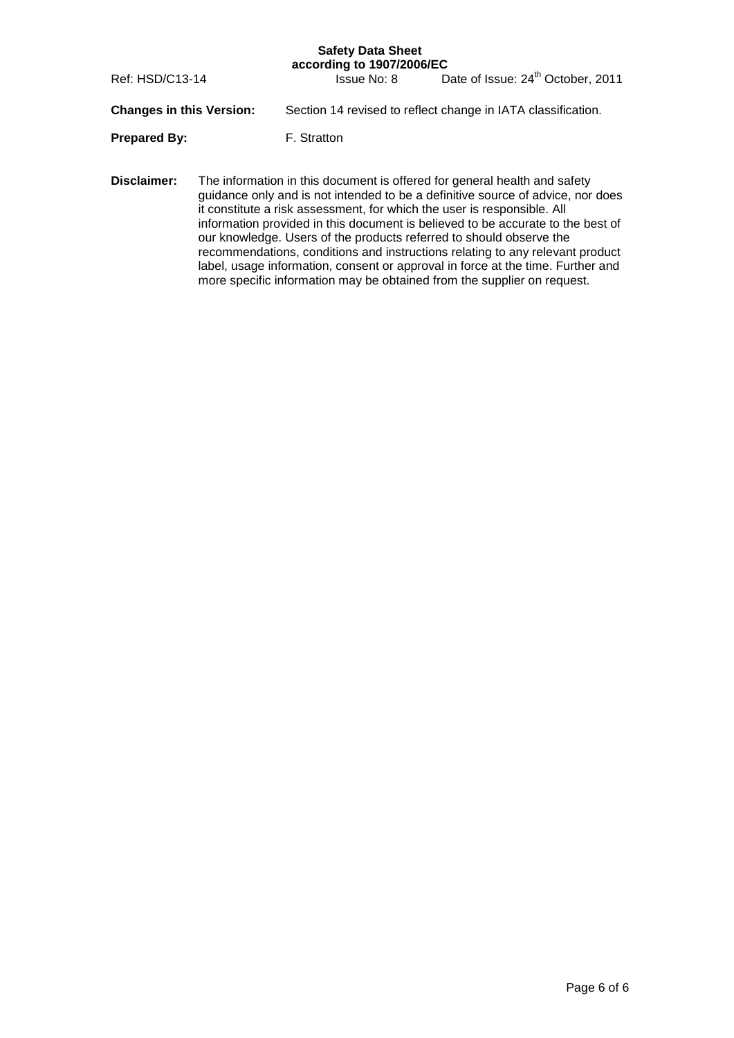**Changes in this Version:** Section 14 revised to reflect change in IATA classification.

**Prepared By:** F. Stratton

**Disclaimer:** The information in this document is offered for general health and safety guidance only and is not intended to be a definitive source of advice, nor does it constitute a risk assessment, for which the user is responsible. All information provided in this document is believed to be accurate to the best of our knowledge. Users of the products referred to should observe the recommendations, conditions and instructions relating to any relevant product label, usage information, consent or approval in force at the time. Further and more specific information may be obtained from the supplier on request.